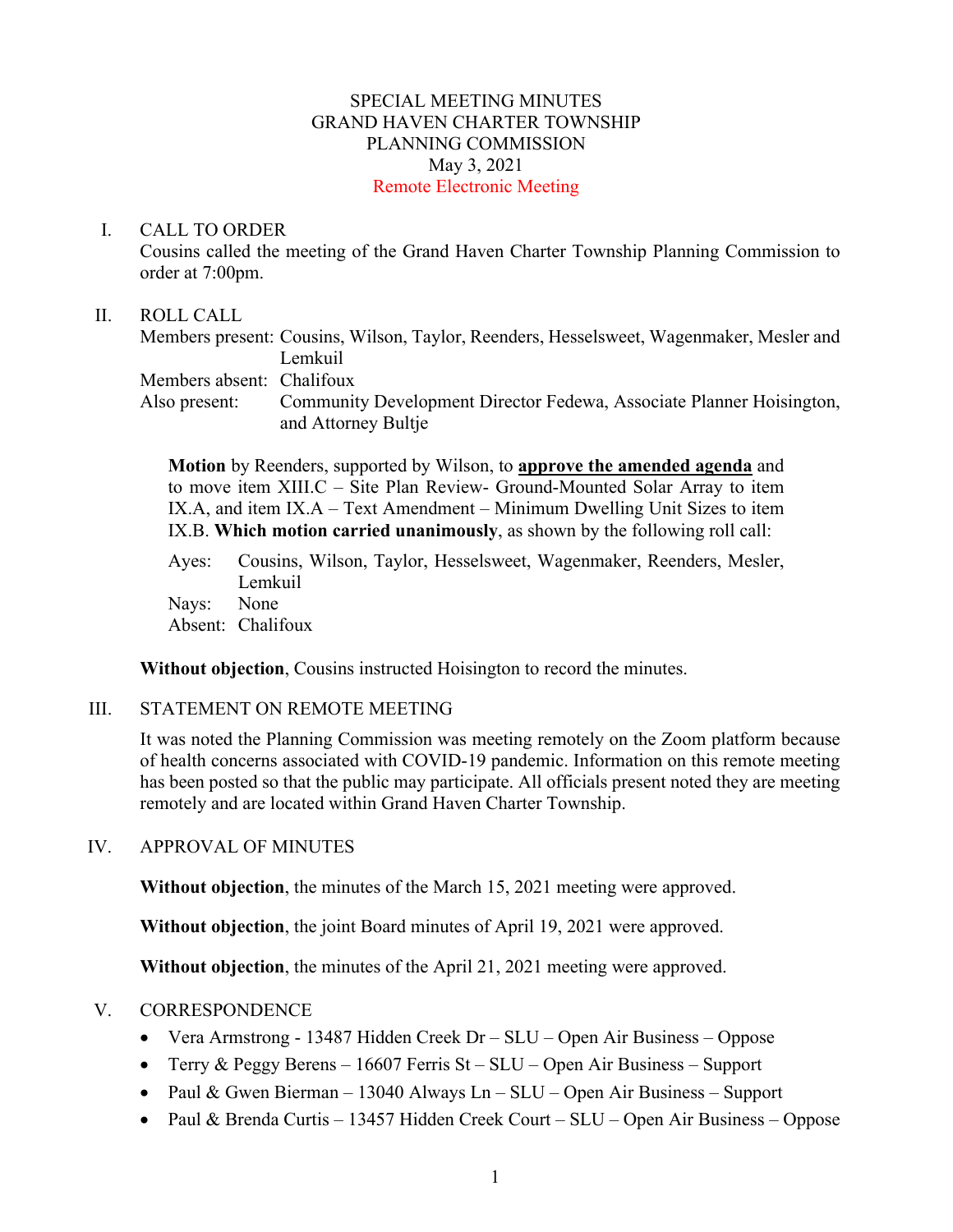# SPECIAL MEETING MINUTES
# GRAND HAVEN CHARTER TOWNSHIP
# PLANNING COMMISSION
# May 3, 2021
# Remote Electronic Meeting

## I. CALL TO ORDER

Cousins called the meeting of the Grand Haven Charter Township Planning Commission to order at 7:00pm.

## II. ROLL CALL

Members present: Cousins, Wilson, Taylor, Reenders, Hesselsweet, Wagenmaker, Mesler and Lemkuil
Members absent: Chalifoux
Also present: Community Development Director Fedewa, Associate Planner Hoisington, and Attorney Bultje

> **Motion** by Reenders, supported by Wilson, to **approve the amended agenda** and to move item XIII.C – Site Plan Review- Ground-Mounted Solar Array to item IX.A, and item IX.A – Text Amendment – Minimum Dwelling Unit Sizes to item IX.B. **Which motion carried unanimously**, as shown by the following roll call:
>
> Ayes: Cousins, Wilson, Taylor, Hesselsweet, Wagenmaker, Reenders, Mesler, Lemkuil
> Nays: None
> Absent: Chalifoux

**Without objection**, Cousins instructed Hoisington to record the minutes.

## III. STATEMENT ON REMOTE MEETING

It was noted the Planning Commission was meeting remotely on the Zoom platform because of health concerns associated with COVID-19 pandemic. Information on this remote meeting has been posted so that the public may participate. All officials present noted they are meeting remotely and are located within Grand Haven Charter Township.

## IV. APPROVAL OF MINUTES

**Without objection**, the minutes of the March 15, 2021 meeting were approved.

**Without objection**, the joint Board minutes of April 19, 2021 were approved.

**Without objection**, the minutes of the April 21, 2021 meeting were approved.

## V. CORRESPONDENCE

- Vera Armstrong - 13487 Hidden Creek Dr – SLU – Open Air Business – Oppose
- Terry & Peggy Berens – 16607 Ferris St – SLU – Open Air Business – Support
- Paul & Gwen Bierman – 13040 Always Ln – SLU – Open Air Business – Support
- Paul & Brenda Curtis – 13457 Hidden Creek Court – SLU – Open Air Business – Oppose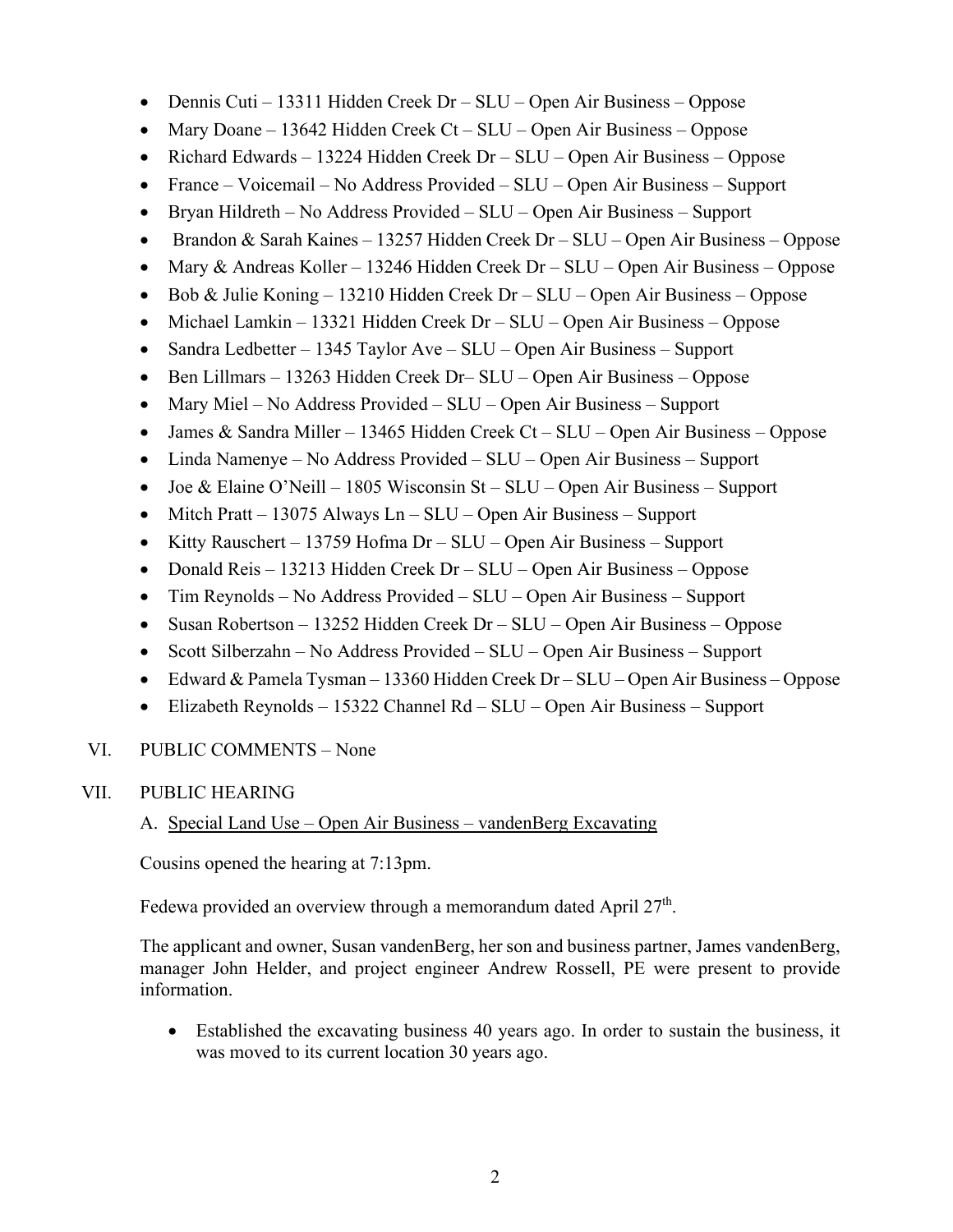- Dennis Cuti – 13311 Hidden Creek Dr – SLU – Open Air Business – Oppose
- Mary Doane – 13642 Hidden Creek Ct – SLU – Open Air Business – Oppose
- Richard Edwards – 13224 Hidden Creek Dr – SLU – Open Air Business – Oppose
- France – Voicemail – No Address Provided – SLU – Open Air Business – Support
- Bryan Hildreth – No Address Provided – SLU – Open Air Business – Support
- Brandon & Sarah Kaines – 13257 Hidden Creek Dr – SLU – Open Air Business – Oppose
- Mary & Andreas Koller – 13246 Hidden Creek Dr – SLU – Open Air Business – Oppose
- Bob & Julie Koning – 13210 Hidden Creek Dr – SLU – Open Air Business – Oppose
- Michael Lamkin – 13321 Hidden Creek Dr – SLU – Open Air Business – Oppose
- Sandra Ledbetter – 1345 Taylor Ave – SLU – Open Air Business – Support
- Ben Lillmars – 13263 Hidden Creek Dr– SLU – Open Air Business – Oppose
- Mary Miel – No Address Provided – SLU – Open Air Business – Support
- James & Sandra Miller – 13465 Hidden Creek Ct – SLU – Open Air Business – Oppose
- Linda Namenye – No Address Provided – SLU – Open Air Business – Support
- Joe & Elaine O'Neill – 1805 Wisconsin St – SLU – Open Air Business – Support
- Mitch Pratt – 13075 Always Ln – SLU – Open Air Business – Support
- Kitty Rauschert – 13759 Hofma Dr – SLU – Open Air Business – Support
- Donald Reis – 13213 Hidden Creek Dr – SLU – Open Air Business – Oppose
- Tim Reynolds – No Address Provided – SLU – Open Air Business – Support
- Susan Robertson – 13252 Hidden Creek Dr – SLU – Open Air Business – Oppose
- Scott Silberzahn – No Address Provided – SLU – Open Air Business – Support
- Edward & Pamela Tysman – 13360 Hidden Creek Dr – SLU – Open Air Business – Oppose
- Elizabeth Reynolds – 15322 Channel Rd – SLU – Open Air Business – Support

VI. PUBLIC COMMENTS – None

VII. PUBLIC HEARING

A. Special Land Use – Open Air Business – vandenBerg Excavating

Cousins opened the hearing at 7:13pm.

Fedewa provided an overview through a memorandum dated April 27th.

The applicant and owner, Susan vandenBerg, her son and business partner, James vandenBerg, manager John Helder, and project engineer Andrew Rossell, PE were present to provide information.

- Established the excavating business 40 years ago. In order to sustain the business, it was moved to its current location 30 years ago.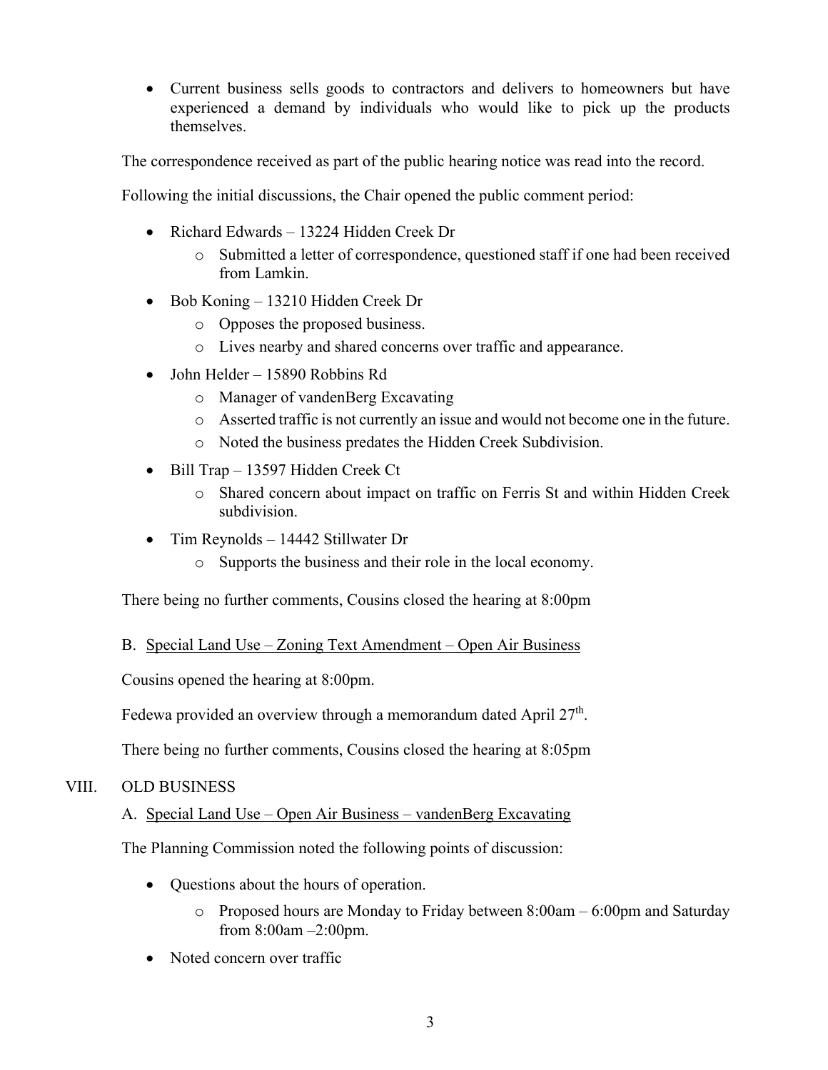- Current business sells goods to contractors and delivers to homeowners but have experienced a demand by individuals who would like to pick up the products themselves.

The correspondence received as part of the public hearing notice was read into the record.

Following the initial discussions, the Chair opened the public comment period:

- Richard Edwards – 13224 Hidden Creek Dr
  - Submitted a letter of correspondence, questioned staff if one had been received from Lamkin.
- Bob Koning – 13210 Hidden Creek Dr
  - Opposes the proposed business.
  - Lives nearby and shared concerns over traffic and appearance.
- John Helder – 15890 Robbins Rd
  - Manager of vandenBerg Excavating
  - Asserted traffic is not currently an issue and would not become one in the future.
  - Noted the business predates the Hidden Creek Subdivision.
- Bill Trap – 13597 Hidden Creek Ct
  - Shared concern about impact on traffic on Ferris St and within Hidden Creek subdivision.
- Tim Reynolds – 14442 Stillwater Dr
  - Supports the business and their role in the local economy.

There being no further comments, Cousins closed the hearing at 8:00pm

B. Special Land Use – Zoning Text Amendment – Open Air Business

Cousins opened the hearing at 8:00pm.

Fedewa provided an overview through a memorandum dated April 27th.

There being no further comments, Cousins closed the hearing at 8:05pm

## VIII. OLD BUSINESS

A. Special Land Use – Open Air Business – vandenBerg Excavating

The Planning Commission noted the following points of discussion:

- Questions about the hours of operation.
  - Proposed hours are Monday to Friday between 8:00am – 6:00pm and Saturday from 8:00am –2:00pm.
- Noted concern over traffic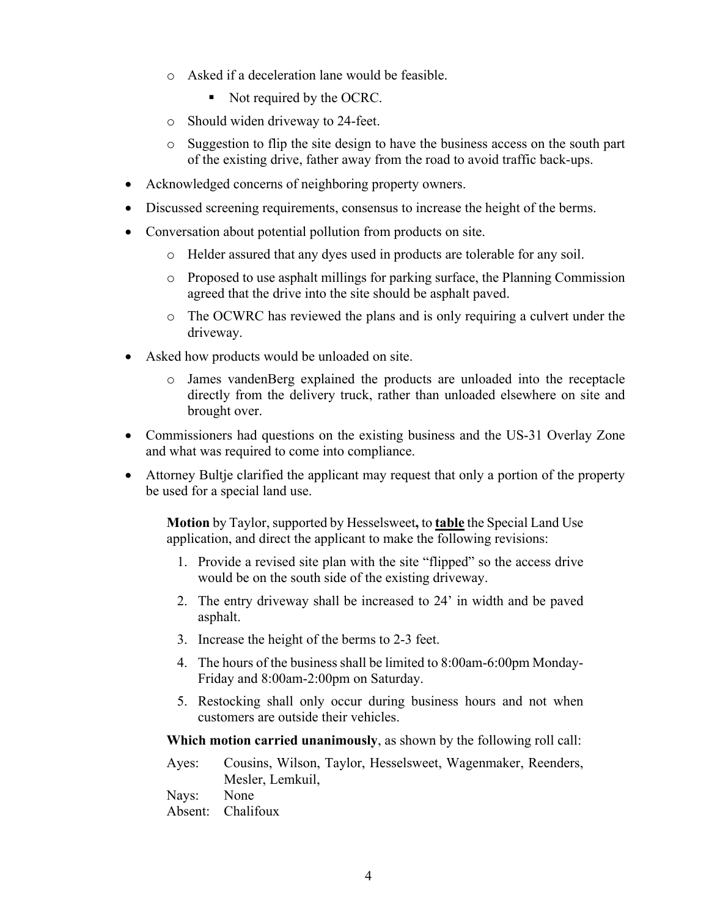- Asked if a deceleration lane would be feasible.
    - Not required by the OCRC.
  - Should widen driveway to 24-feet.
  - Suggestion to flip the site design to have the business access on the south part of the existing drive, father away from the road to avoid traffic back-ups.
- Acknowledged concerns of neighboring property owners.
- Discussed screening requirements, consensus to increase the height of the berms.
- Conversation about potential pollution from products on site.
  - Helder assured that any dyes used in products are tolerable for any soil.
  - Proposed to use asphalt millings for parking surface, the Planning Commission agreed that the drive into the site should be asphalt paved.
  - The OCWRC has reviewed the plans and is only requiring a culvert under the driveway.
- Asked how products would be unloaded on site.
  - James vandenBerg explained the products are unloaded into the receptacle directly from the delivery truck, rather than unloaded elsewhere on site and brought over.
- Commissioners had questions on the existing business and the US-31 Overlay Zone and what was required to come into compliance.
- Attorney Bultje clarified the applicant may request that only a portion of the property be used for a special land use.

**Motion** by Taylor, supported by Hesselsweet**,** to **table** the Special Land Use application, and direct the applicant to make the following revisions:

1. Provide a revised site plan with the site "flipped" so the access drive would be on the south side of the existing driveway.
2. The entry driveway shall be increased to 24' in width and be paved asphalt.
3. Increase the height of the berms to 2-3 feet.
4. The hours of the business shall be limited to 8:00am-6:00pm Monday-Friday and 8:00am-2:00pm on Saturday.
5. Restocking shall only occur during business hours and not when customers are outside their vehicles.

**Which motion carried unanimously**, as shown by the following roll call:

Ayes: Cousins, Wilson, Taylor, Hesselsweet, Wagenmaker, Reenders, Mesler, Lemkuil,
Nays: None
Absent: Chalifoux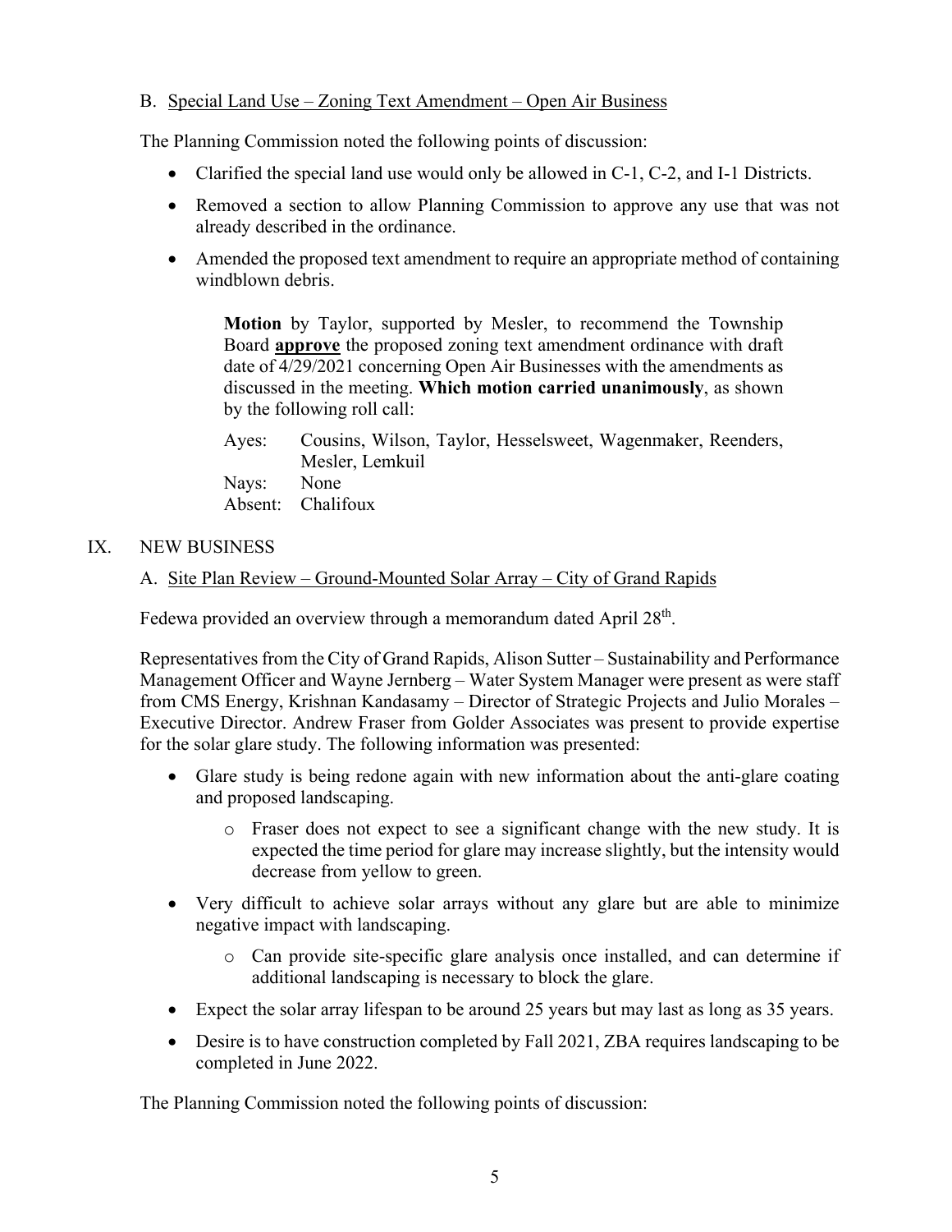B. Special Land Use – Zoning Text Amendment – Open Air Business

The Planning Commission noted the following points of discussion:

- Clarified the special land use would only be allowed in C-1, C-2, and I-1 Districts.
- Removed a section to allow Planning Commission to approve any use that was not already described in the ordinance.
- Amended the proposed text amendment to require an appropriate method of containing windblown debris.

> **Motion** by Taylor, supported by Mesler, to recommend the Township Board **approve** the proposed zoning text amendment ordinance with draft date of 4/29/2021 concerning Open Air Businesses with the amendments as discussed in the meeting. **Which motion carried unanimously**, as shown by the following roll call:
>
> Ayes: Cousins, Wilson, Taylor, Hesselsweet, Wagenmaker, Reenders, Mesler, Lemkuil
> Nays: None
> Absent: Chalifoux

## IX. NEW BUSINESS

A. Site Plan Review – Ground-Mounted Solar Array – City of Grand Rapids

Fedewa provided an overview through a memorandum dated April 28th.

Representatives from the City of Grand Rapids, Alison Sutter – Sustainability and Performance Management Officer and Wayne Jernberg – Water System Manager were present as were staff from CMS Energy, Krishnan Kandasamy – Director of Strategic Projects and Julio Morales – Executive Director. Andrew Fraser from Golder Associates was present to provide expertise for the solar glare study. The following information was presented:

- Glare study is being redone again with new information about the anti-glare coating and proposed landscaping.
  - Fraser does not expect to see a significant change with the new study. It is expected the time period for glare may increase slightly, but the intensity would decrease from yellow to green.
- Very difficult to achieve solar arrays without any glare but are able to minimize negative impact with landscaping.
  - Can provide site-specific glare analysis once installed, and can determine if additional landscaping is necessary to block the glare.
- Expect the solar array lifespan to be around 25 years but may last as long as 35 years.
- Desire is to have construction completed by Fall 2021, ZBA requires landscaping to be completed in June 2022.

The Planning Commission noted the following points of discussion: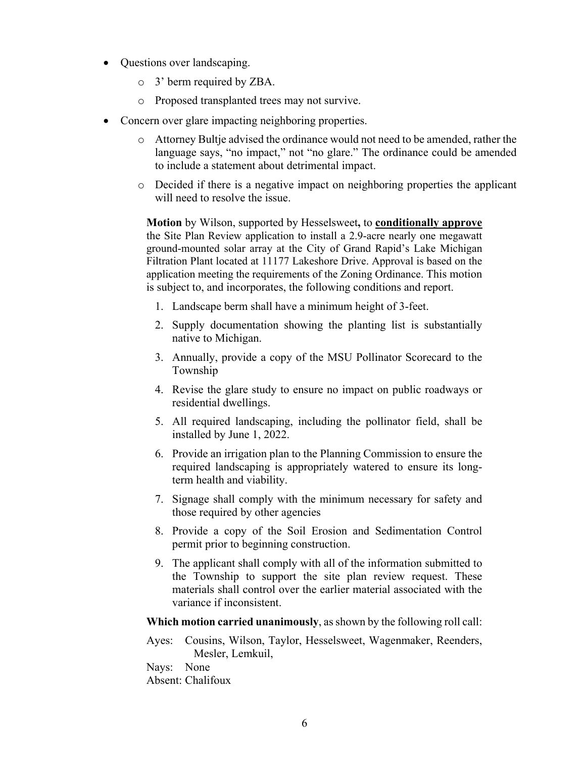- Questions over landscaping.
    - 3' berm required by ZBA.
    - Proposed transplanted trees may not survive.
- Concern over glare impacting neighboring properties.
    - Attorney Bultje advised the ordinance would not need to be amended, rather the language says, "no impact," not "no glare." The ordinance could be amended to include a statement about detrimental impact.
    - Decided if there is a negative impact on neighboring properties the applicant will need to resolve the issue.

**Motion** by Wilson, supported by Hesselsweet**,** to **conditionally approve** the Site Plan Review application to install a 2.9-acre nearly one megawatt ground-mounted solar array at the City of Grand Rapid's Lake Michigan Filtration Plant located at 11177 Lakeshore Drive. Approval is based on the application meeting the requirements of the Zoning Ordinance. This motion is subject to, and incorporates, the following conditions and report.

1. Landscape berm shall have a minimum height of 3-feet.
2. Supply documentation showing the planting list is substantially native to Michigan.
3. Annually, provide a copy of the MSU Pollinator Scorecard to the Township
4. Revise the glare study to ensure no impact on public roadways or residential dwellings.
5. All required landscaping, including the pollinator field, shall be installed by June 1, 2022.
6. Provide an irrigation plan to the Planning Commission to ensure the required landscaping is appropriately watered to ensure its long-term health and viability.
7. Signage shall comply with the minimum necessary for safety and those required by other agencies
8. Provide a copy of the Soil Erosion and Sedimentation Control permit prior to beginning construction.
9. The applicant shall comply with all of the information submitted to the Township to support the site plan review request. These materials shall control over the earlier material associated with the variance if inconsistent.

**Which motion carried unanimously**, as shown by the following roll call:

Ayes: Cousins, Wilson, Taylor, Hesselsweet, Wagenmaker, Reenders, Mesler, Lemkuil,
Nays: None
Absent: Chalifoux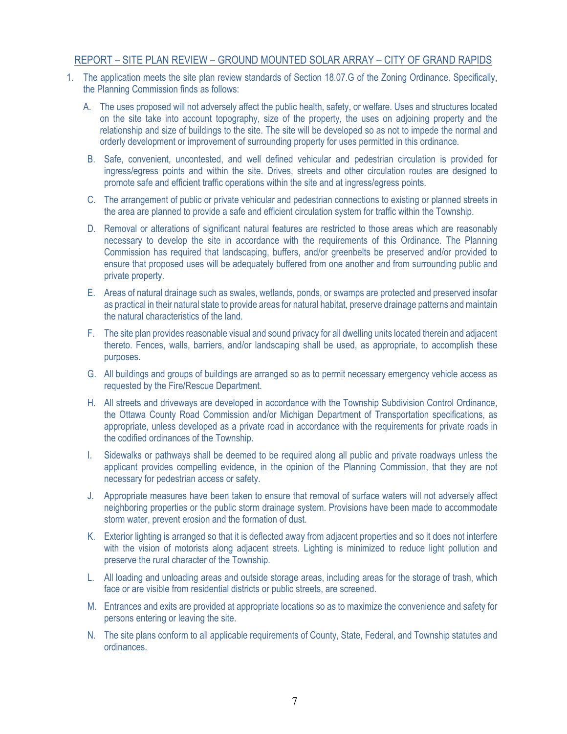<u>REPORT – SITE PLAN REVIEW – GROUND MOUNTED SOLAR ARRAY – CITY OF GRAND RAPIDS</u>

1. The application meets the site plan review standards of Section 18.07.G of the Zoning Ordinance. Specifically, the Planning Commission finds as follows:

   A. The uses proposed will not adversely affect the public health, safety, or welfare. Uses and structures located on the site take into account topography, size of the property, the uses on adjoining property and the relationship and size of buildings to the site. The site will be developed so as not to impede the normal and orderly development or improvement of surrounding property for uses permitted in this ordinance.

   B. Safe, convenient, uncontested, and well defined vehicular and pedestrian circulation is provided for ingress/egress points and within the site. Drives, streets and other circulation routes are designed to promote safe and efficient traffic operations within the site and at ingress/egress points.

   C. The arrangement of public or private vehicular and pedestrian connections to existing or planned streets in the area are planned to provide a safe and efficient circulation system for traffic within the Township.

   D. Removal or alterations of significant natural features are restricted to those areas which are reasonably necessary to develop the site in accordance with the requirements of this Ordinance. The Planning Commission has required that landscaping, buffers, and/or greenbelts be preserved and/or provided to ensure that proposed uses will be adequately buffered from one another and from surrounding public and private property.

   E. Areas of natural drainage such as swales, wetlands, ponds, or swamps are protected and preserved insofar as practical in their natural state to provide areas for natural habitat, preserve drainage patterns and maintain the natural characteristics of the land.

   F. The site plan provides reasonable visual and sound privacy for all dwelling units located therein and adjacent thereto. Fences, walls, barriers, and/or landscaping shall be used, as appropriate, to accomplish these purposes.

   G. All buildings and groups of buildings are arranged so as to permit necessary emergency vehicle access as requested by the Fire/Rescue Department.

   H. All streets and driveways are developed in accordance with the Township Subdivision Control Ordinance, the Ottawa County Road Commission and/or Michigan Department of Transportation specifications, as appropriate, unless developed as a private road in accordance with the requirements for private roads in the codified ordinances of the Township.

   I. Sidewalks or pathways shall be deemed to be required along all public and private roadways unless the applicant provides compelling evidence, in the opinion of the Planning Commission, that they are not necessary for pedestrian access or safety.

   J. Appropriate measures have been taken to ensure that removal of surface waters will not adversely affect neighboring properties or the public storm drainage system. Provisions have been made to accommodate storm water, prevent erosion and the formation of dust.

   K. Exterior lighting is arranged so that it is deflected away from adjacent properties and so it does not interfere with the vision of motorists along adjacent streets. Lighting is minimized to reduce light pollution and preserve the rural character of the Township.

   L. All loading and unloading areas and outside storage areas, including areas for the storage of trash, which face or are visible from residential districts or public streets, are screened.

   M. Entrances and exits are provided at appropriate locations so as to maximize the convenience and safety for persons entering or leaving the site.

   N. The site plans conform to all applicable requirements of County, State, Federal, and Township statutes and ordinances.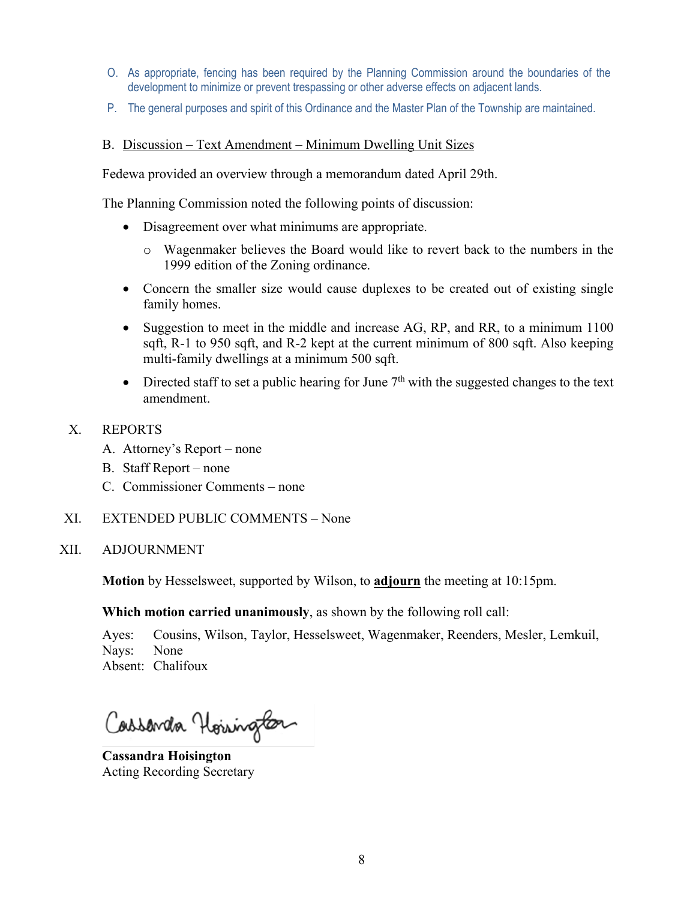O. As appropriate, fencing has been required by the Planning Commission around the boundaries of the development to minimize or prevent trespassing or other adverse effects on adjacent lands.

P. The general purposes and spirit of this Ordinance and the Master Plan of the Township are maintained.

B. Discussion – Text Amendment – Minimum Dwelling Unit Sizes

Fedewa provided an overview through a memorandum dated April 29th.

The Planning Commission noted the following points of discussion:

- Disagreement over what minimums are appropriate.
  - Wagenmaker believes the Board would like to revert back to the numbers in the 1999 edition of the Zoning ordinance.
- Concern the smaller size would cause duplexes to be created out of existing single family homes.
- Suggestion to meet in the middle and increase AG, RP, and RR, to a minimum 1100 sqft, R-1 to 950 sqft, and R-2 kept at the current minimum of 800 sqft. Also keeping multi-family dwellings at a minimum 500 sqft.
- Directed staff to set a public hearing for June 7th with the suggested changes to the text amendment.

X. REPORTS

A. Attorney's Report – none

B. Staff Report – none

C. Commissioner Comments – none

XI. EXTENDED PUBLIC COMMENTS – None

XII. ADJOURNMENT

**Motion** by Hesselsweet, supported by Wilson, to **adjourn** the meeting at 10:15pm.

**Which motion carried unanimously**, as shown by the following roll call:

Ayes: Cousins, Wilson, Taylor, Hesselsweet, Wagenmaker, Reenders, Mesler, Lemkuil,
Nays: None
Absent: Chalifoux

Cassandra Hoisington

**Cassandra Hoisington**
Acting Recording Secretary